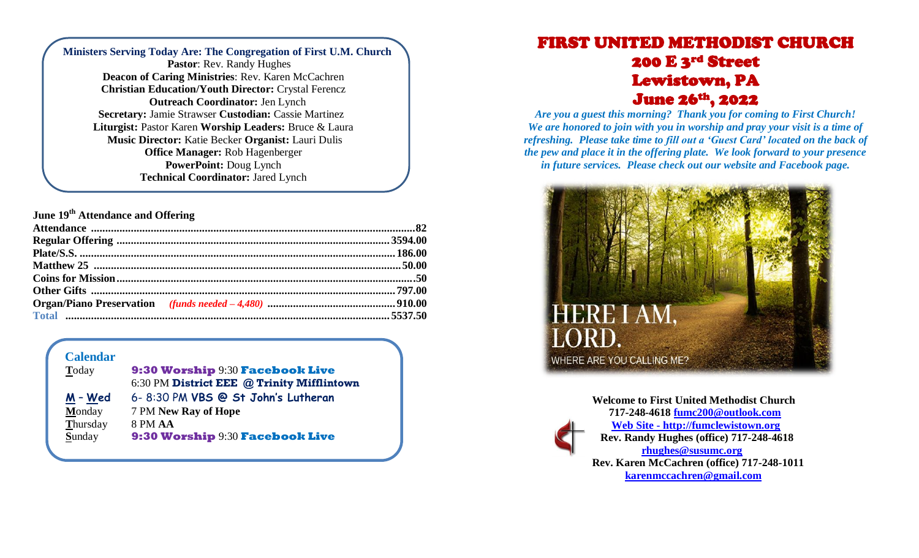**Ministers Serving Today Are: The Congregation of First U.M. Church**
**Pastor**: Rev. Randy Hughes
**Deacon of Caring Ministries**: Rev. Karen McCachren
**Christian Education/Youth Director:** Crystal Ferencz
**Outreach Coordinator:** Jen Lynch
**Secretary:** Jamie Strawser **Custodian:** Cassie Martinez
**Liturgist:** Pastor Karen **Worship Leaders:** Bruce & Laura
**Music Director:** Katie Becker **Organist:** Lauri Dulis
**Office Manager:** Rob Hagenberger
**PowerPoint:** Doug Lynch
**Technical Coordinator:** Jared Lynch

**June 19th Attendance and Offering**

| | |
|---|---|
| **Attendance** | **82** |
| **Regular Offering** | **3594.00** |
| **Plate/S.S.** | **186.00** |
| **Matthew 25** | **50.00** |
| **Coins for Mission** | **.50** |
| **Other Gifts** | **797.00** |
| **Organ/Piano Preservation** *(funds needed – 4,480)* | **910.00** |
| **Total** | **5537.50** |

## Calendar

| | |
|---|---|
| **T**oday | **9:30 Worship** 9:30 **Facebook Live** |
| | 6:30 PM **District EEE @ Trinity Mifflintown** |
| **M - Wed** | 6- 8:30 PM **VBS @ St John's Lutheran** |
| **M**onday | 7 PM **New Ray of Hope** |
| **T**hursday | 8 PM **AA** |
| **S**unday | **9:30 Worship** 9:30 **Facebook Live** |

# FIRST UNITED METHODIST CHURCH
## 200 E 3rd Street
## Lewistown, PA
## June 26th, 2022

***Are you a guest this morning? Thank you for coming to First Church! We are honored to join with you in worship and pray your visit is a time of refreshing. Please take time to fill out a 'Guest Card' located on the back of the pew and place it in the offering plate. We look forward to your presence in future services. Please check out our website and Facebook page.***

HERE I AM, LORD.
WHERE ARE YOU CALLING ME?

**Welcome to First United Methodist Church**
**717-248-4618 fumc200@outlook.com**
**Web Site - http://fumclewistown.org**
**Rev. Randy Hughes (office) 717-248-4618**
**rhughes@susumc.org**
**Rev. Karen McCachren (office) 717-248-1011**
**karenmccachren@gmail.com**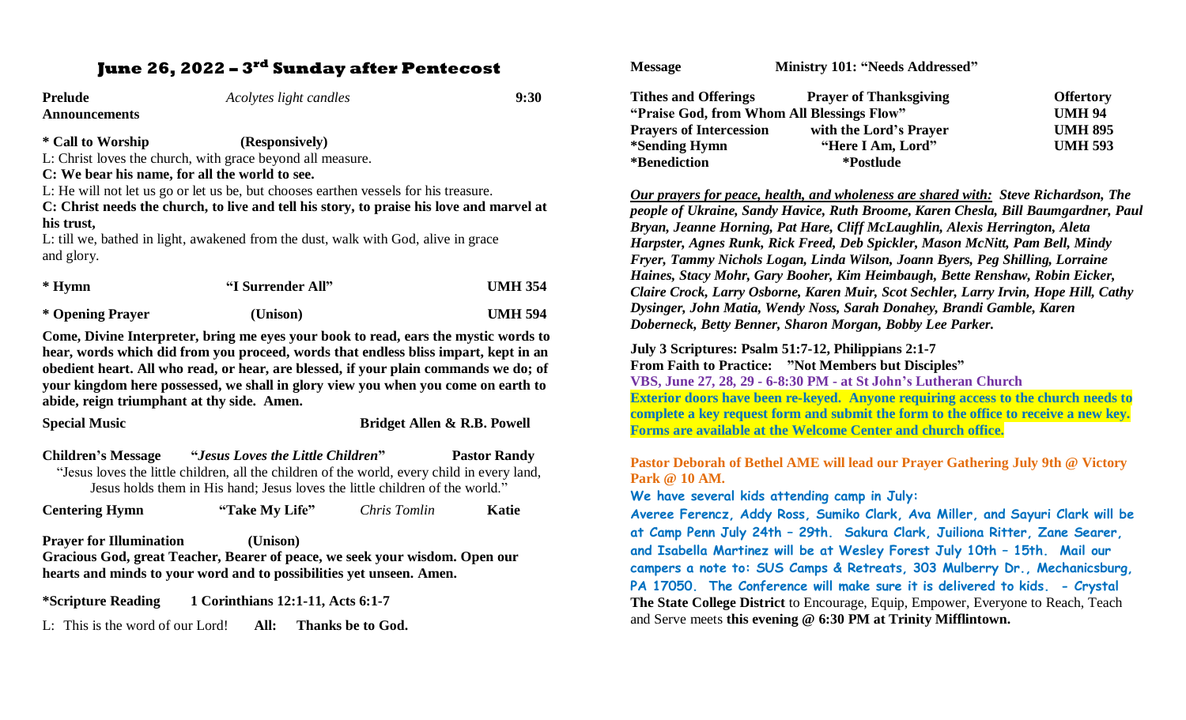# June 26, 2022 – 3rd Sunday after Pentecost

**Prelude** *Acolytes light candles* **9:30**

**Announcements**

**\* Call to Worship** **(Responsively)**

L: Christ loves the church, with grace beyond all measure.

**C: We bear his name, for all the world to see.**

L: He will not let us go or let us be, but chooses earthen vessels for his treasure.

**C: Christ needs the church, to live and tell his story, to praise his love and marvel at his trust,**

L: till we, bathed in light, awakened from the dust, walk with God, alive in grace and glory.

**\* Hymn** **"I Surrender All"** **UMH 354**

**\* Opening Prayer** **(Unison)** **UMH 594**

**Come, Divine Interpreter, bring me eyes your book to read, ears the mystic words to hear, words which did from you proceed, words that endless bliss impart, kept in an obedient heart. All who read, or hear, are blessed, if your plain commands we do; of your kingdom here possessed, we shall in glory view you when you come on earth to abide, reign triumphant at thy side. Amen.**

**Special Music** **Bridget Allen & R.B. Powell**

**Children's Message** **"*Jesus Loves the Little Children*"** **Pastor Randy**

"Jesus loves the little children, all the children of the world, every child in every land, Jesus holds them in His hand; Jesus loves the little children of the world."

**Centering Hymn** **"Take My Life"** *Chris Tomlin* **Katie**

**Prayer for Illumination** **(Unison)**

**Gracious God, great Teacher, Bearer of peace, we seek your wisdom. Open our hearts and minds to your word and to possibilities yet unseen. Amen.**

**\*Scripture Reading** **1 Corinthians 12:1-11, Acts 6:1-7**

L: This is the word of our Lord! **All: Thanks be to God.**

**Message** **Ministry 101: "Needs Addressed"**

| | | |
|---|---|---|
| **Tithes and Offerings** | **Prayer of Thanksgiving** | **Offertory** |
| **"Praise God, from Whom All Blessings Flow"** | | **UMH 94** |
| **Prayers of Intercession** | **with the Lord's Prayer** | **UMH 895** |
| **\*Sending Hymn** | **"Here I Am, Lord"** | **UMH 593** |
| **\*Benediction** | **\*Postlude** | |

***Our prayers for peace, health, and wholeness are shared with:*** ***Steve Richardson, The people of Ukraine, Sandy Havice, Ruth Broome, Karen Chesla, Bill Baumgardner, Paul Bryan, Jeanne Horning, Pat Hare, Cliff McLaughlin, Alexis Herrington, Aleta Harpster, Agnes Runk, Rick Freed, Deb Spickler, Mason McNitt, Pam Bell, Mindy Fryer, Tammy Nichols Logan, Linda Wilson, Joann Byers, Peg Shilling, Lorraine Haines, Stacy Mohr, Gary Booher, Kim Heimbaugh, Bette Renshaw, Robin Eicker, Claire Crock, Larry Osborne, Karen Muir, Scot Sechler, Larry Irvin, Hope Hill, Cathy Dysinger, John Matia, Wendy Noss, Sarah Donahey, Brandi Gamble, Karen Doberneck, Betty Benner, Sharon Morgan, Bobby Lee Parker.***

**July 3 Scriptures: Psalm 51:7-12, Philippians 2:1-7**

**From Faith to Practice: "Not Members but Disciples"**

**VBS, June 27, 28, 29 - 6-8:30 PM - at St John's Lutheran Church**

**Exterior doors have been re-keyed. Anyone requiring access to the church needs to complete a key request form and submit the form to the office to receive a new key. Forms are available at the Welcome Center and church office.**

**Pastor Deborah of Bethel AME will lead our Prayer Gathering July 9th @ Victory Park @ 10 AM.**

**We have several kids attending camp in July:**

**Averee Ferencz, Addy Ross, Sumiko Clark, Ava Miller, and Sayuri Clark will be at Camp Penn July 24th – 29th. Sakura Clark, Juiliona Ritter, Zane Searer, and Isabella Martinez will be at Wesley Forest July 10th – 15th. Mail our campers a note to: SUS Camps & Retreats, 303 Mulberry Dr., Mechanicsburg, PA 17050. The Conference will make sure it is delivered to kids. - Crystal**

**The State College District** to Encourage, Equip, Empower, Everyone to Reach, Teach and Serve meets **this evening @ 6:30 PM at Trinity Mifflintown.**